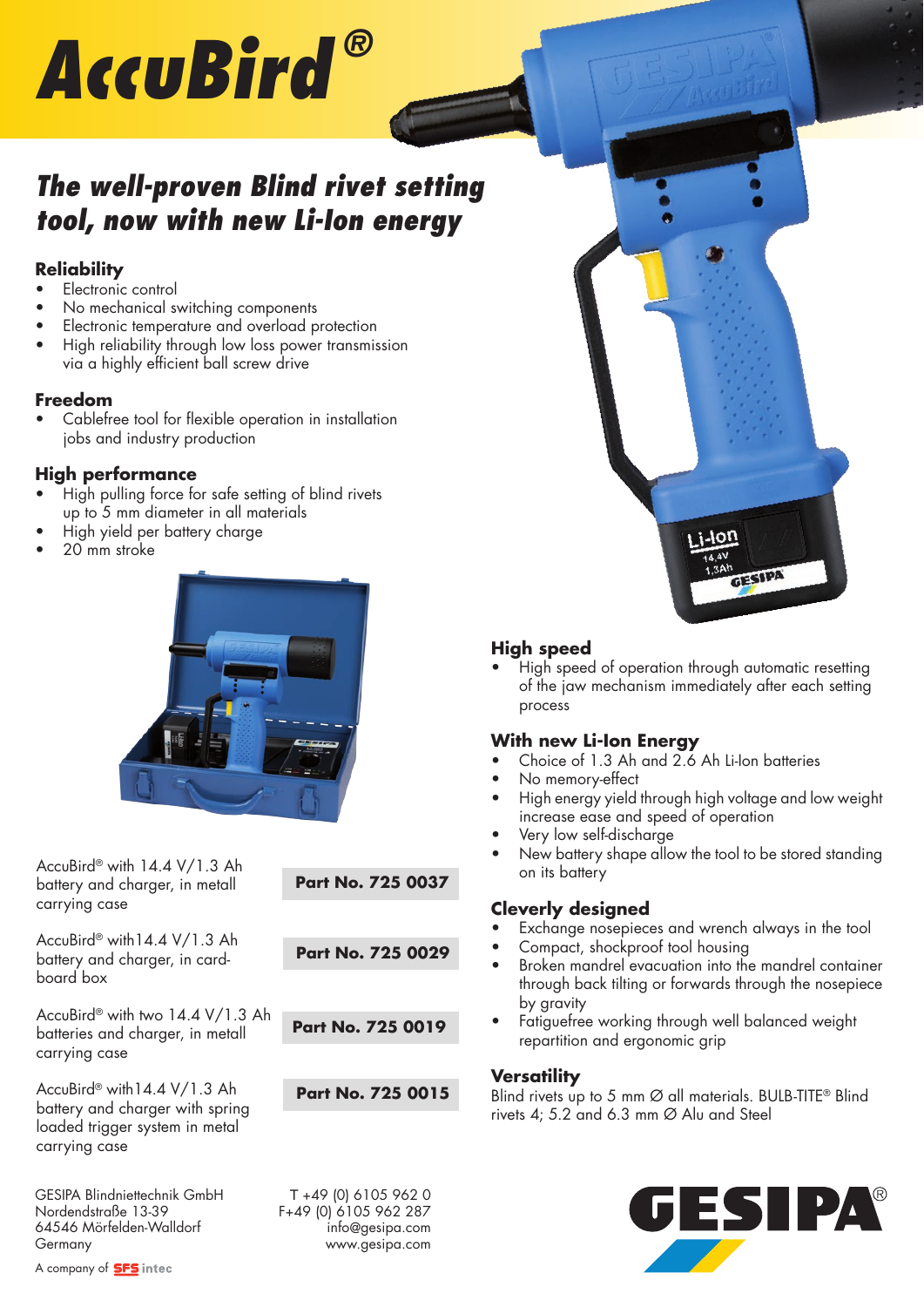# AccuBird®

## The well-proven Blind rivet setting tool, now with new Li-Ion energy

### Reliability

- Electronic control
- No mechanical switching components
- Electronic temperature and overload protection
- High reliability through low loss power transmission via a highly efficient ball screw drive

### Freedom

- Cablefree tool for flexible operation in installation jobs and industry production

### High performance

- High pulling force for safe setting of blind rivets up to 5 mm diameter in all materials
- High yield per battery charge
- 20 mm stroke

### High speed

- High speed of operation through automatic resetting of the jaw mechanism immediately after each setting process

### With new Li-Ion Energy

- Choice of 1.3 Ah and 2.6 Ah Li-Ion batteries
- No memory-effect
- High energy yield through high voltage and low weight increase ease and speed of operation
- Very low self-discharge
- New battery shape allow the tool to be stored standing on its battery

### Cleverly designed

- Exchange nosepieces and wrench always in the tool
- Compact, shockproof tool housing
- Broken mandrel evacuation into the mandrel container through back tilting or forwards through the nosepiece by gravity
- Fatiguefree working through well balanced weight repartition and ergonomic grip

### Versatility

Blind rivets up to 5 mm Ø all materials. BULB-TITE® Blind rivets 4; 5.2 and 6.3 mm Ø Alu and Steel

| | |
|---|---|
| AccuBird® with 14.4 V/1.3 Ah battery and charger, in metall carrying case | **Part No. 725 0037** |
| AccuBird® with14.4 V/1.3 Ah battery and charger, in card-board box | **Part No. 725 0029** |
| AccuBird® with two 14.4 V/1.3 Ah batteries and charger, in metall carrying case | **Part No. 725 0019** |
| AccuBird® with14.4 V/1.3 Ah battery and charger with spring loaded trigger system in metal carrying case | **Part No. 725 0015** |

GESIPA Blindniettechnik GmbH
Nordendstraße 13-39
64546 Mörfelden-Walldorf
Germany

T +49 (0) 6105 962 0
F+49 (0) 6105 962 287
info@gesipa.com
www.gesipa.com

A company of SFS intec

GESIPA®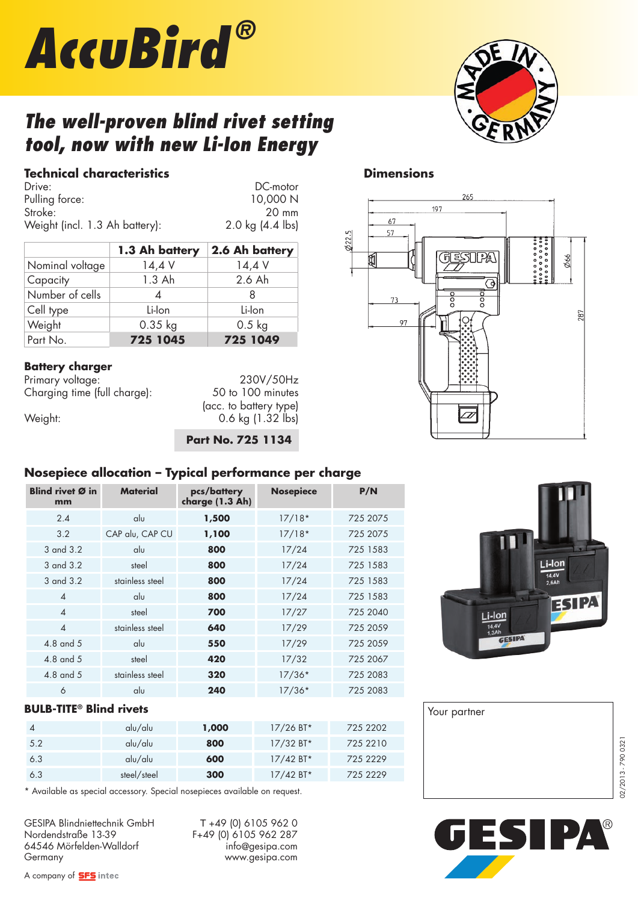# AccuBird®

## The well-proven blind rivet setting tool, now with new Li-Ion Energy

### Technical characteristics

| | |
|---|---|
| Drive: | DC-motor |
| Pulling force: | 10,000 N |
| Stroke: | 20 mm |
| Weight (incl. 1.3 Ah battery): | 2.0 kg (4.4 lbs) |

| | 1.3 Ah battery | 2.6 Ah battery |
|---|---|---|
| Nominal voltage | 14,4 V | 14,4 V |
| Capacity | 1.3 Ah | 2.6 Ah |
| Number of cells | 4 | 8 |
| Cell type | Li-Ion | Li-Ion |
| Weight | 0.35 kg | 0.5 kg |
| Part No. | **725 1045** | **725 1049** |

### Battery charger

| | |
|---|---|
| Primary voltage: | 230V/50Hz |
| Charging time (full charge): | 50 to 100 minutes (acc. to battery type) |
| Weight: | 0.6 kg (1.32 lbs) |

**Part No. 725 1134**

### Dimensions

265
197
67
57
Ø22.5
Ø66
73
97
287

### Nosepiece allocation – Typical performance per charge

| Blind rivet Ø in mm | Material | pcs/battery charge (1.3 Ah) | Nosepiece | P/N |
|---|---|---|---|---|
| 2.4 | alu | **1,500** | 17/18* | 725 2075 |
| 3.2 | CAP alu, CAP CU | **1,100** | 17/18* | 725 2075 |
| 3 and 3.2 | alu | **800** | 17/24 | 725 1583 |
| 3 and 3.2 | steel | **800** | 17/24 | 725 1583 |
| 3 and 3.2 | stainless steel | **800** | 17/24 | 725 1583 |
| 4 | alu | **800** | 17/24 | 725 1583 |
| 4 | steel | **700** | 17/27 | 725 2040 |
| 4 | stainless steel | **640** | 17/29 | 725 2059 |
| 4.8 and 5 | alu | **550** | 17/29 | 725 2059 |
| 4.8 and 5 | steel | **420** | 17/32 | 725 2067 |
| 4.8 and 5 | stainless steel | **320** | 17/36* | 725 2083 |
| 6 | alu | **240** | 17/36* | 725 2083 |

### BULB-TITE® Blind rivets

| | | | | |
|---|---|---|---|---|
| 4 | alu/alu | **1,000** | 17/26 BT* | 725 2202 |
| 5.2 | alu/alu | **800** | 17/32 BT* | 725 2210 |
| 6.3 | alu/alu | **600** | 17/42 BT* | 725 2229 |
| 6.3 | steel/steel | **300** | 17/42 BT* | 725 2229 |

\* Available as special accessory. Special nosepieces available on request.

Your partner

GESIPA Blindniettechnik GmbH
Nordendstraße 13-39
64546 Mörfelden-Walldorf
Germany

T +49 (0) 6105 962 0
F+49 (0) 6105 962 287
info@gesipa.com
www.gesipa.com

A company of SFS intec

02/2013 - 790 0321